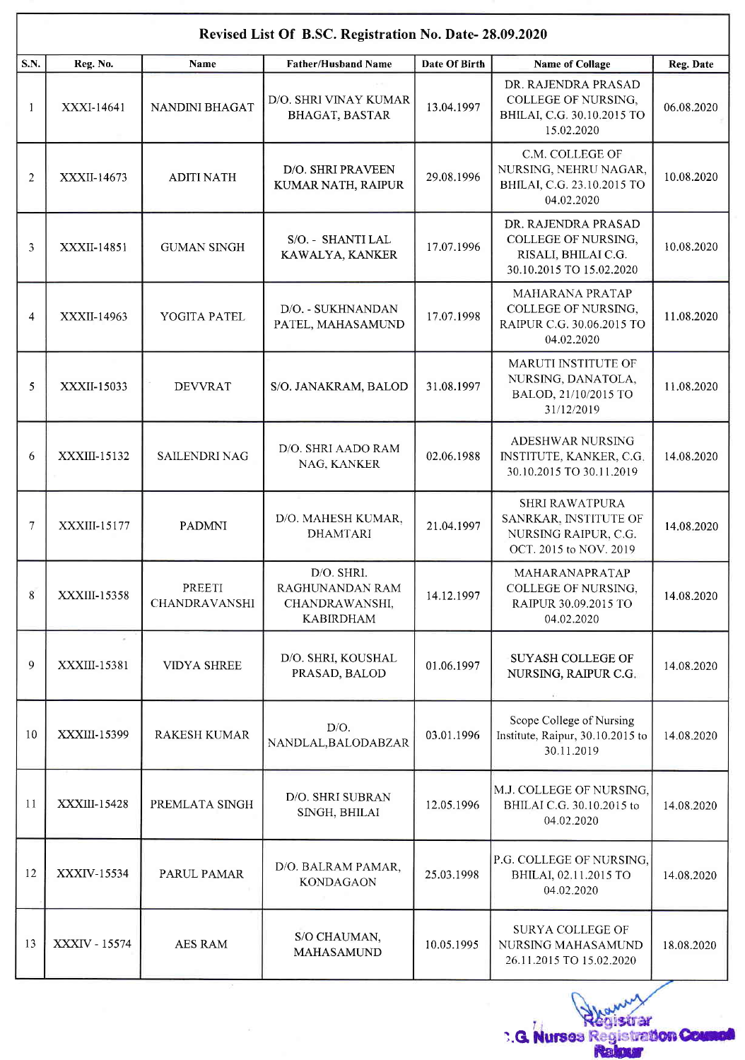## Revised List Of B.SC. Registration No. Date- 28.09.2020

| S.N. | Reg. No. | Name | Father/Husband Name | Date Of Birth | Name of Collage | Reg. Date |
|---|---|---|---|---|---|---|
| 1 | XXXI-14641 | NANDINI BHAGAT | D/O. SHRI VINAY KUMAR BHAGAT, BASTAR | 13.04.1997 | DR. RAJENDRA PRASAD COLLEGE OF NURSING, BHILAI, C.G. 30.10.2015 TO 15.02.2020 | 06.08.2020 |
| 2 | XXXII-14673 | ADITI NATH | D/O. SHRI PRAVEEN KUMAR NATH, RAIPUR | 29.08.1996 | C.M. COLLEGE OF NURSING, NEHRU NAGAR, BHILAI, C.G. 23.10.2015 TO 04.02.2020 | 10.08.2020 |
| 3 | XXXII-14851 | GUMAN SINGH | S/O. - SHANTI LAL KAWALYA, KANKER | 17.07.1996 | DR. RAJENDRA PRASAD COLLEGE OF NURSING, RISALI, BHILAI C.G. 30.10.2015 TO 15.02.2020 | 10.08.2020 |
| 4 | XXXII-14963 | YOGITA PATEL | D/O. - SUKHNANDAN PATEL, MAHASAMUND | 17.07.1998 | MAHARANA PRATAP COLLEGE OF NURSING, RAIPUR C.G. 30.06.2015 TO 04.02.2020 | 11.08.2020 |
| 5 | XXXII-15033 | DEVVRAT | S/O. JANAKRAM, BALOD | 31.08.1997 | MARUTI INSTITUTE OF NURSING, DANATOLA, BALOD, 21/10/2015 TO 31/12/2019 | 11.08.2020 |
| 6 | XXXIII-15132 | SAILENDRI NAG | D/O. SHRI AADO RAM NAG, KANKER | 02.06.1988 | ADESHWAR NURSING INSTITUTE, KANKER, C.G. 30.10.2015 TO 30.11.2019 | 14.08.2020 |
| 7 | XXXIII-15177 | PADMNI | D/O. MAHESH KUMAR, DHAMTARI | 21.04.1997 | SHRI RAWATPURA SANRKAR, INSTITUTE OF NURSING RAIPUR, C.G. OCT. 2015 to NOV. 2019 | 14.08.2020 |
| 8 | XXXIII-15358 | PREETI CHANDRAVANSHI | D/O. SHRI. RAGHUNANDAN RAM CHANDRAWANSHI, KABIRDHAM | 14.12.1997 | MAHARANAPRATAP COLLEGE OF NURSING, RAIPUR 30.09.2015 TO 04.02.2020 | 14.08.2020 |
| 9 | XXXIII-15381 | VIDYA SHREE | D/O. SHRI, KOUSHAL PRASAD, BALOD | 01.06.1997 | SUYASH COLLEGE OF NURSING, RAIPUR C.G. | 14.08.2020 |
| 10 | XXXIII-15399 | RAKESH KUMAR | D/O. NANDLAL,BALODABZAR | 03.01.1996 | Scope College of Nursing Institute, Raipur, 30.10.2015 to 30.11.2019 | 14.08.2020 |
| 11 | XXXIII-15428 | PREMLATA SINGH | D/O. SHRI SUBRAN SINGH, BHILAI | 12.05.1996 | M.J. COLLEGE OF NURSING, BHILAI C.G. 30.10.2015 to 04.02.2020 | 14.08.2020 |
| 12 | XXXIV-15534 | PARUL PAMAR | D/O. BALRAM PAMAR, KONDAGAON | 25.03.1998 | P.G. COLLEGE OF NURSING, BHILAI, 02.11.2015 TO 04.02.2020 | 14.08.2020 |
| 13 | XXXIV - 15574 | AES RAM | S/O CHAUMAN, MAHASAMUND | 10.05.1995 | SURYA COLLEGE OF NURSING MAHASAMUND 26.11.2015 TO 15.02.2020 | 18.08.2020 |

Registrar
C.G. Nurses Registration Council
Raipur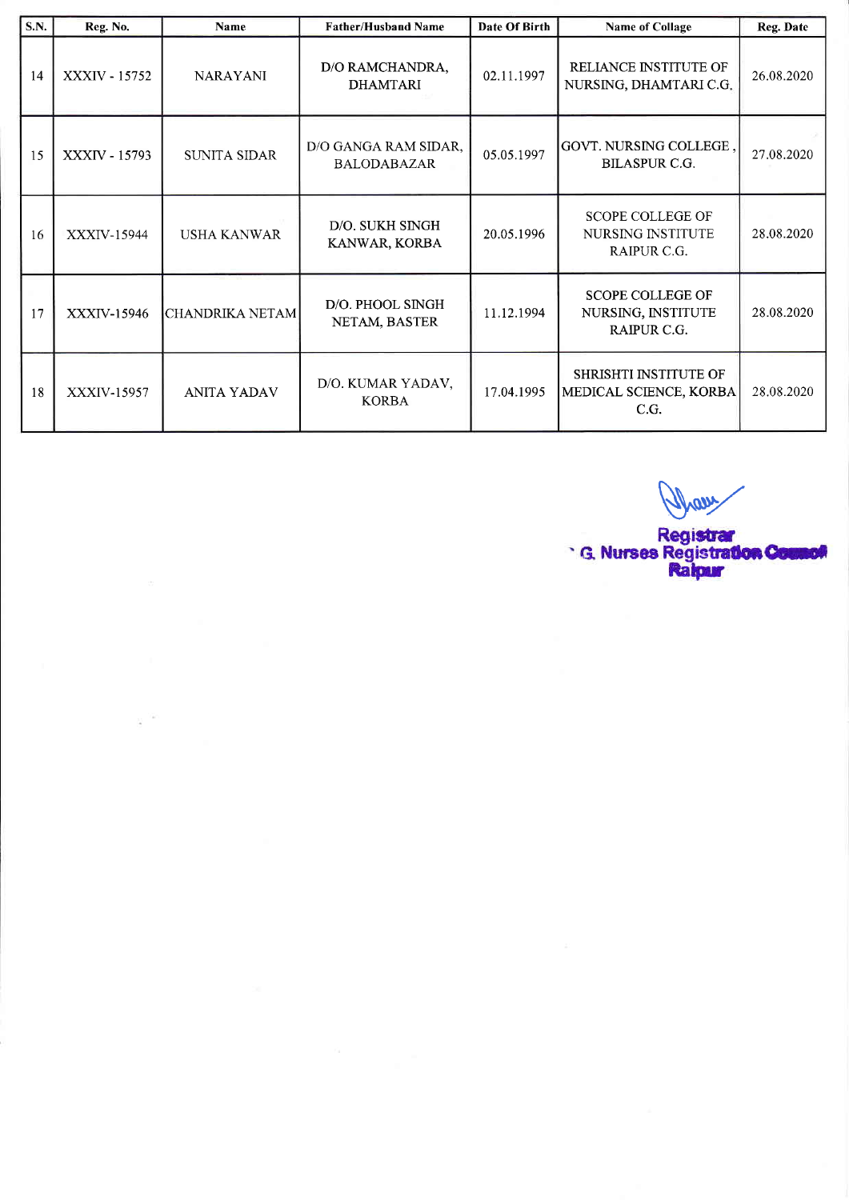| S.N. | Reg. No. | Name | Father/Husband Name | Date Of Birth | Name of Collage | Reg. Date |
|---|---|---|---|---|---|---|
| 14 | XXXIV - 15752 | NARAYANI | D/O RAMCHANDRA, DHAMTARI | 02.11.1997 | RELIANCE INSTITUTE OF NURSING, DHAMTARI C.G. | 26.08.2020 |
| 15 | XXXIV - 15793 | SUNITA SIDAR | D/O GANGA RAM SIDAR, BALODABAZAR | 05.05.1997 | GOVT. NURSING COLLEGE , BILASPUR C.G. | 27.08.2020 |
| 16 | XXXIV-15944 | USHA KANWAR | D/O. SUKH SINGH KANWAR, KORBA | 20.05.1996 | SCOPE COLLEGE OF NURSING INSTITUTE RAIPUR C.G. | 28.08.2020 |
| 17 | XXXIV-15946 | CHANDRIKA NETAM | D/O. PHOOL SINGH NETAM, BASTER | 11.12.1994 | SCOPE COLLEGE OF NURSING, INSTITUTE RAIPUR C.G. | 28.08.2020 |
| 18 | XXXIV-15957 | ANITA YADAV | D/O. KUMAR YADAV, KORBA | 17.04.1995 | SHRISHTI INSTITUTE OF MEDICAL SCIENCE, KORBA C.G. | 28.08.2020 |

Registrar
C. G. Nurses Registration Council
Raipur